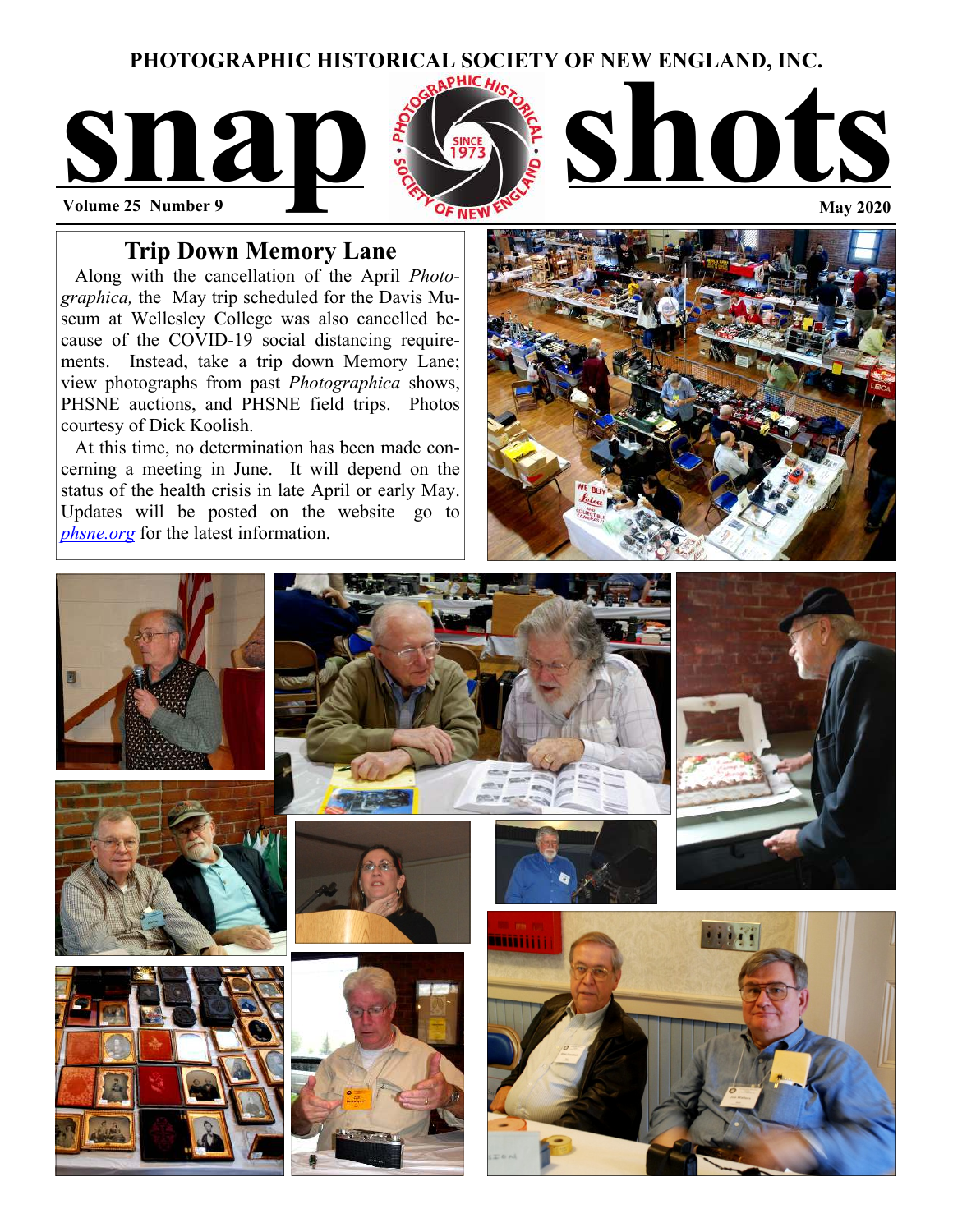# PHOTOGRAPHIC HISTORICAL SOCIETY OF NEW ENGLAND, INC.

# snap shots

**Volume 25 Number 9** **May 2020**

## Trip Down Memory Lane

Along with the cancellation of the April *Photographica,* the May trip scheduled for the Davis Museum at Wellesley College was also cancelled because of the COVID-19 social distancing requirements. Instead, take a trip down Memory Lane; view photographs from past *Photographica* shows, PHSNE auctions, and PHSNE field trips. Photos courtesy of Dick Koolish.

At this time, no determination has been made concerning a meeting in June. It will depend on the status of the health crisis in late April or early May. Updates will be posted on the website—go to [phsne.org](phsne.org) for the latest information.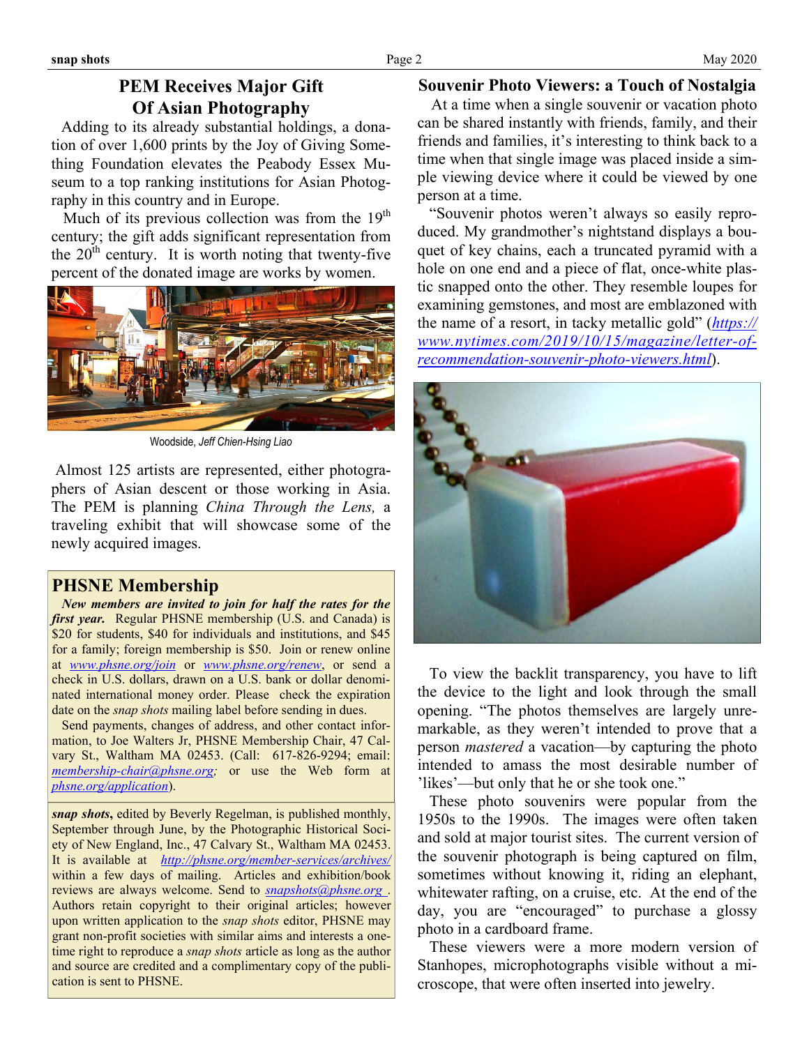## PEM Receives Major Gift Of Asian Photography

Adding to its already substantial holdings, a donation of over 1,600 prints by the Joy of Giving Something Foundation elevates the Peabody Essex Museum to a top ranking institutions for Asian Photography in this country and in Europe.

Much of its previous collection was from the 19th century; the gift adds significant representation from the 20th century. It is worth noting that twenty-five percent of the donated image are works by women.

Woodside, *Jeff Chien-Hsing Liao*

Almost 125 artists are represented, either photographers of Asian descent or those working in Asia. The PEM is planning *China Through the Lens,* a traveling exhibit that will showcase some of the newly acquired images.

## PHSNE Membership

***New members are invited to join for half the rates for the first year.*** Regular PHSNE membership (U.S. and Canada) is $20 for students, $40 for individuals and institutions, and $45 for a family; foreign membership is $50. Join or renew online at www.phsne.org/join or www.phsne.org/renew, or send a check in U.S. dollars, drawn on a U.S. bank or dollar denominated international money order. Please check the expiration date on the *snap shots* mailing label before sending in dues.

Send payments, changes of address, and other contact information, to Joe Walters Jr, PHSNE Membership Chair, 47 Calvary St., Waltham MA 02453. (Call: 617-826-9294; email: membership-chair@phsne.org; or use the Web form at phsne.org/application).

***snap shots***, edited by Beverly Regelman, is published monthly, September through June, by the Photographic Historical Society of New England, Inc., 47 Calvary St., Waltham MA 02453. It is available at http://phsne.org/member-services/archives/ within a few days of mailing. Articles and exhibition/book reviews are always welcome. Send to snapshots@phsne.org . Authors retain copyright to their original articles; however upon written application to the *snap shots* editor, PHSNE may grant non-profit societies with similar aims and interests a one-time right to reproduce a *snap shots* article as long as the author and source are credited and a complimentary copy of the publication is sent to PHSNE.

## Souvenir Photo Viewers: a Touch of Nostalgia

At a time when a single souvenir or vacation photo can be shared instantly with friends, family, and their friends and families, it's interesting to think back to a time when that single image was placed inside a simple viewing device where it could be viewed by one person at a time.

"Souvenir photos weren't always so easily reproduced. My grandmother's nightstand displays a bouquet of key chains, each a truncated pyramid with a hole on one end and a piece of flat, once-white plastic snapped onto the other. They resemble loupes for examining gemstones, and most are emblazoned with the name of a resort, in tacky metallic gold" (*https://www.nytimes.com/2019/10/15/magazine/letter-of-recommendation-souvenir-photo-viewers.html*).

To view the backlit transparency, you have to lift the device to the light and look through the small opening. "The photos themselves are largely unremarkable, as they weren't intended to prove that a person *mastered* a vacation—by capturing the photo intended to amass the most desirable number of 'likes'—but only that he or she took one."

These photo souvenirs were popular from the 1950s to the 1990s. The images were often taken and sold at major tourist sites. The current version of the souvenir photograph is being captured on film, sometimes without knowing it, riding an elephant, whitewater rafting, on a cruise, etc. At the end of the day, you are "encouraged" to purchase a glossy photo in a cardboard frame.

These viewers were a more modern version of Stanhopes, microphotographs visible without a microscope, that were often inserted into jewelry.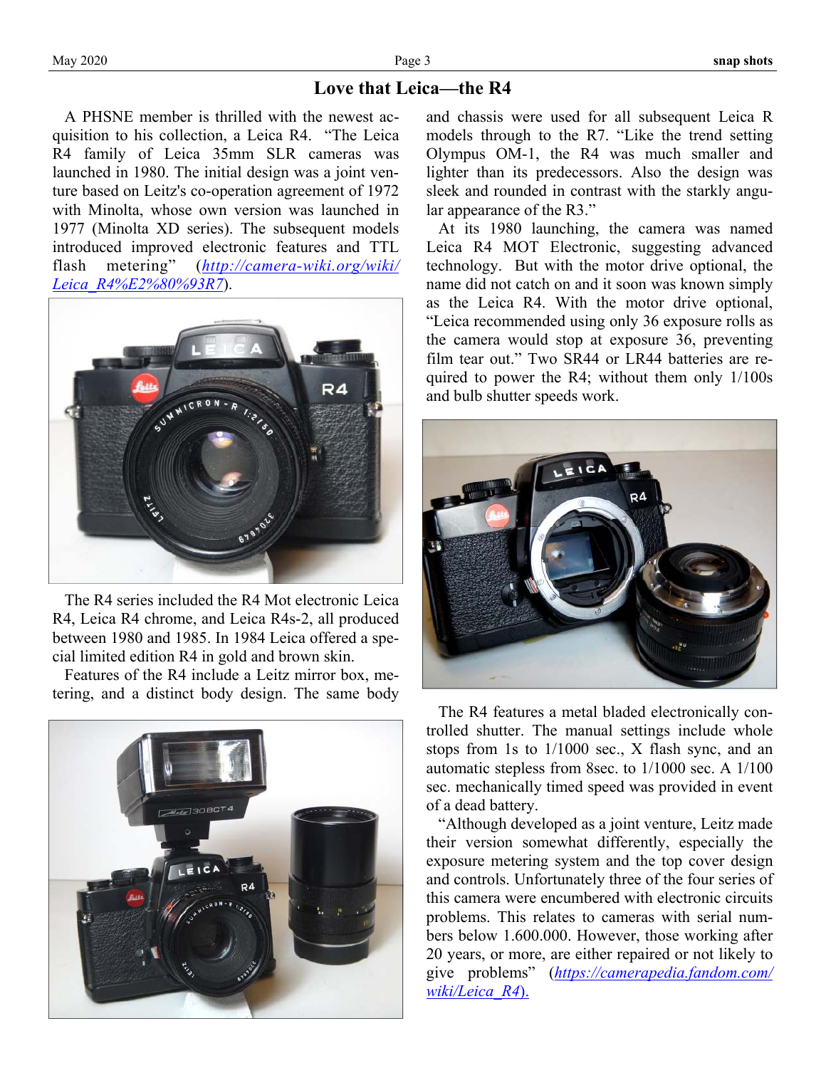## Love that Leica—the R4

A PHSNE member is thrilled with the newest acquisition to his collection, a Leica R4. "The Leica R4 family of Leica 35mm SLR cameras was launched in 1980. The initial design was a joint venture based on Leitz's co-operation agreement of 1972 with Minolta, whose own version was launched in 1977 (Minolta XD series). The subsequent models introduced improved electronic features and TTL flash metering" (http://camera-wiki.org/wiki/Leica_R4%E2%80%93R7).

The R4 series included the R4 Mot electronic Leica R4, Leica R4 chrome, and Leica R4s-2, all produced between 1980 and 1985. In 1984 Leica offered a special limited edition R4 in gold and brown skin.

Features of the R4 include a Leitz mirror box, metering, and a distinct body design. The same body and chassis were used for all subsequent Leica R models through to the R7. "Like the trend setting Olympus OM-1, the R4 was much smaller and lighter than its predecessors. Also the design was sleek and rounded in contrast with the starkly angular appearance of the R3."

At its 1980 launching, the camera was named Leica R4 MOT Electronic, suggesting advanced technology. But with the motor drive optional, the name did not catch on and it soon was known simply as the Leica R4. With the motor drive optional, "Leica recommended using only 36 exposure rolls as the camera would stop at exposure 36, preventing film tear out." Two SR44 or LR44 batteries are required to power the R4; without them only 1/100s and bulb shutter speeds work.

The R4 features a metal bladed electronically controlled shutter. The manual settings include whole stops from 1s to 1/1000 sec., X flash sync, and an automatic stepless from 8sec. to 1/1000 sec. A 1/100 sec. mechanically timed speed was provided in event of a dead battery.

"Although developed as a joint venture, Leitz made their version somewhat differently, especially the exposure metering system and the top cover design and controls. Unfortunately three of the four series of this camera were encumbered with electronic circuits problems. This relates to cameras with serial numbers below 1.600.000. However, those working after 20 years, or more, are either repaired or not likely to give problems" (https://camerapedia.fandom.com/wiki/Leica_R4).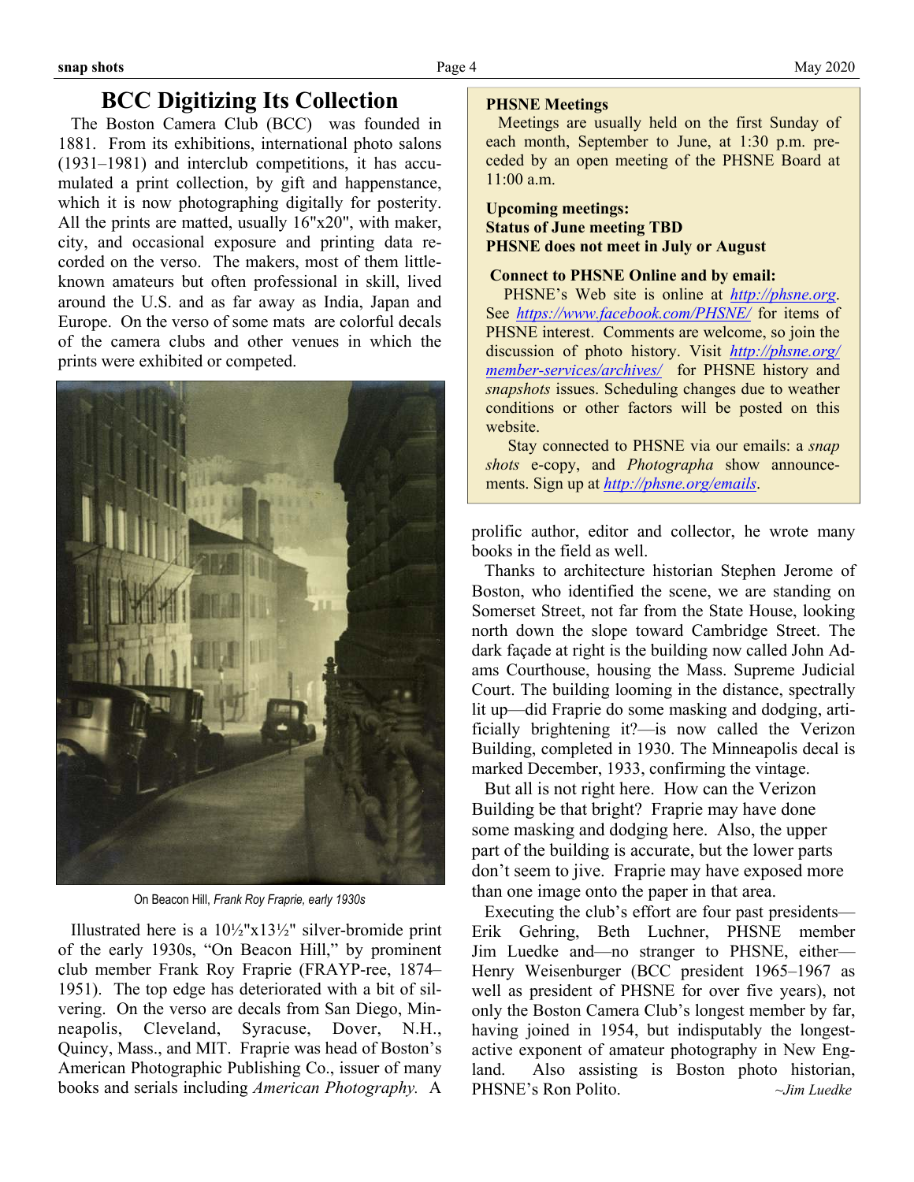# BCC Digitizing Its Collection

The Boston Camera Club (BCC) was founded in 1881. From its exhibitions, international photo salons (1931–1981) and interclub competitions, it has accumulated a print collection, by gift and happenstance, which it is now photographing digitally for posterity. All the prints are matted, usually 16"x20", with maker, city, and occasional exposure and printing data recorded on the verso. The makers, most of them little-known amateurs but often professional in skill, lived around the U.S. and as far away as India, Japan and Europe. On the verso of some mats are colorful decals of the camera clubs and other venues in which the prints were exhibited or competed.

On Beacon Hill, *Frank Roy Fraprie, early 1930s*

Illustrated here is a 10½"x13½" silver-bromide print of the early 1930s, "On Beacon Hill," by prominent club member Frank Roy Fraprie (FRAYP-ree, 1874–1951). The top edge has deteriorated with a bit of silvering. On the verso are decals from San Diego, Minneapolis, Cleveland, Syracuse, Dover, N.H., Quincy, Mass., and MIT. Fraprie was head of Boston's American Photographic Publishing Co., issuer of many books and serials including *American Photography.* A prolific author, editor and collector, he wrote many books in the field as well.

Thanks to architecture historian Stephen Jerome of Boston, who identified the scene, we are standing on Somerset Street, not far from the State House, looking north down the slope toward Cambridge Street. The dark façade at right is the building now called John Adams Courthouse, housing the Mass. Supreme Judicial Court. The building looming in the distance, spectrally lit up—did Fraprie do some masking and dodging, artificially brightening it?—is now called the Verizon Building, completed in 1930. The Minneapolis decal is marked December, 1933, confirming the vintage.

But all is not right here. How can the Verizon Building be that bright? Fraprie may have done some masking and dodging here. Also, the upper part of the building is accurate, but the lower parts don't seem to jive. Fraprie may have exposed more than one image onto the paper in that area.

Executing the club's effort are four past presidents—Erik Gehring, Beth Luchner, PHSNE member Jim Luedke and—no stranger to PHSNE, either—Henry Weisenburger (BCC president 1965–1967 as well as president of PHSNE for over five years), not only the Boston Camera Club's longest member by far, having joined in 1954, but indisputably the longest-active exponent of amateur photography in New England. Also assisting is Boston photo historian, PHSNE's Ron Polito.

*~Jim Luedke*

**PHSNE Meetings**

Meetings are usually held on the first Sunday of each month, September to June, at 1:30 p.m. preceded by an open meeting of the PHSNE Board at 11:00 a.m.

**Upcoming meetings:**
**Status of June meeting TBD**
**PHSNE does not meet in July or August**

**Connect to PHSNE Online and by email:**

PHSNE's Web site is online at http://phsne.org. See https://www.facebook.com/PHSNE/ for items of PHSNE interest. Comments are welcome, so join the discussion of photo history. Visit http://phsne.org/member-services/archives/ for PHSNE history and *snapshots* issues. Scheduling changes due to weather conditions or other factors will be posted on this website.

Stay connected to PHSNE via our emails: a *snap shots* e-copy, and *Photographa* show announcements. Sign up at http://phsne.org/emails.